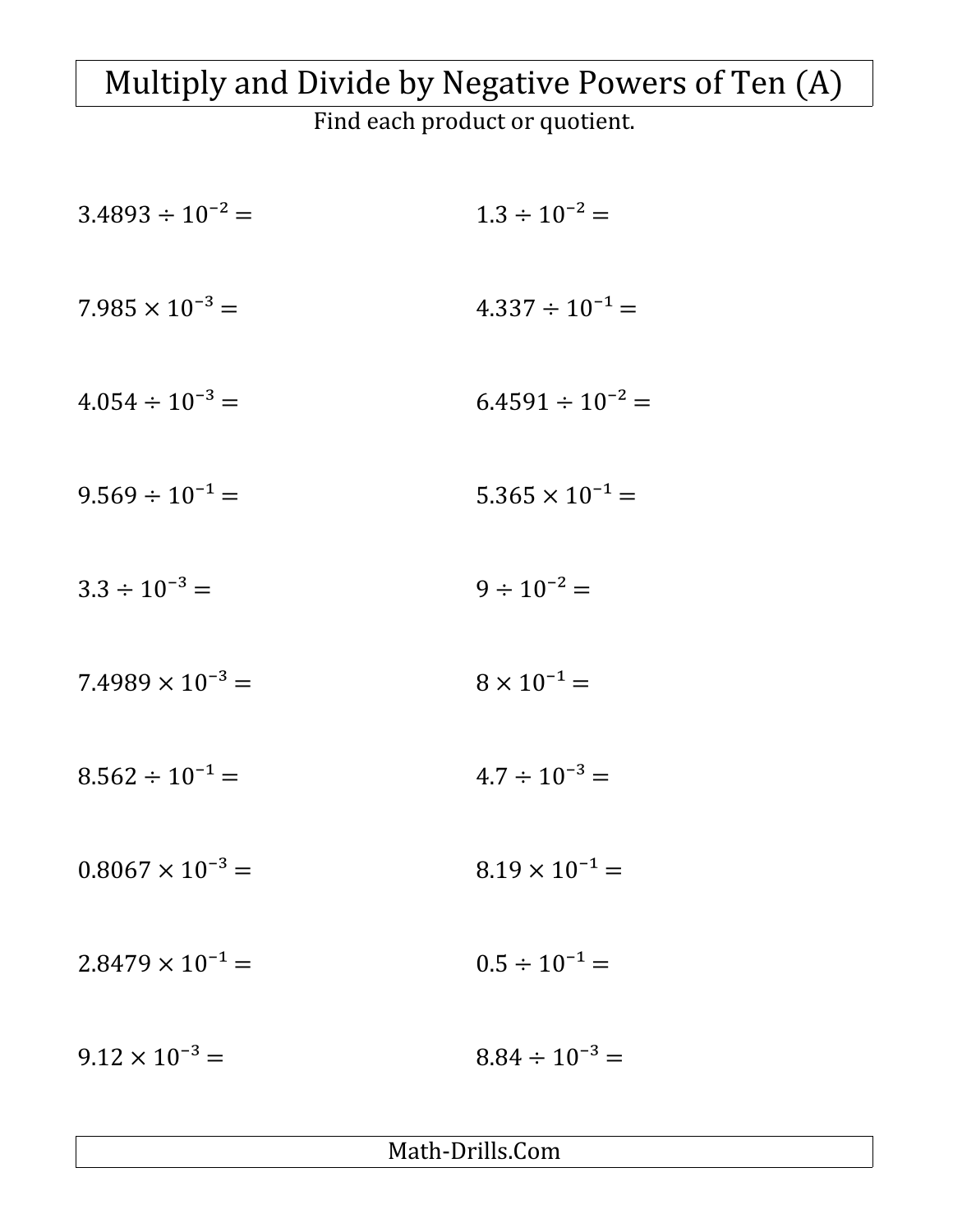# Multiply and Divide by Negative Powers of Ten (A)

Find each product or quotient.

$3.4893 \div 10^{-2} =$

$1.3 \div 10^{-2} =$

$7.985 \times 10^{-3} =$

$4.337 \div 10^{-1} =$

$4.054 \div 10^{-3} =$

$6.4591 \div 10^{-2} =$

$9.569 \div 10^{-1} =$

$5.365 \times 10^{-1} =$

$3.3 \div 10^{-3} =$

$9 \div 10^{-2} =$

$7.4989 \times 10^{-3} =$

$8 \times 10^{-1} =$

$8.562 \div 10^{-1} =$

$4.7 \div 10^{-3} =$

$0.8067 \times 10^{-3} =$

$8.19 \times 10^{-1} =$

$2.8479 \times 10^{-1} =$

$0.5 \div 10^{-1} =$

$9.12 \times 10^{-3} =$

$8.84 \div 10^{-3} =$

Math-Drills.Com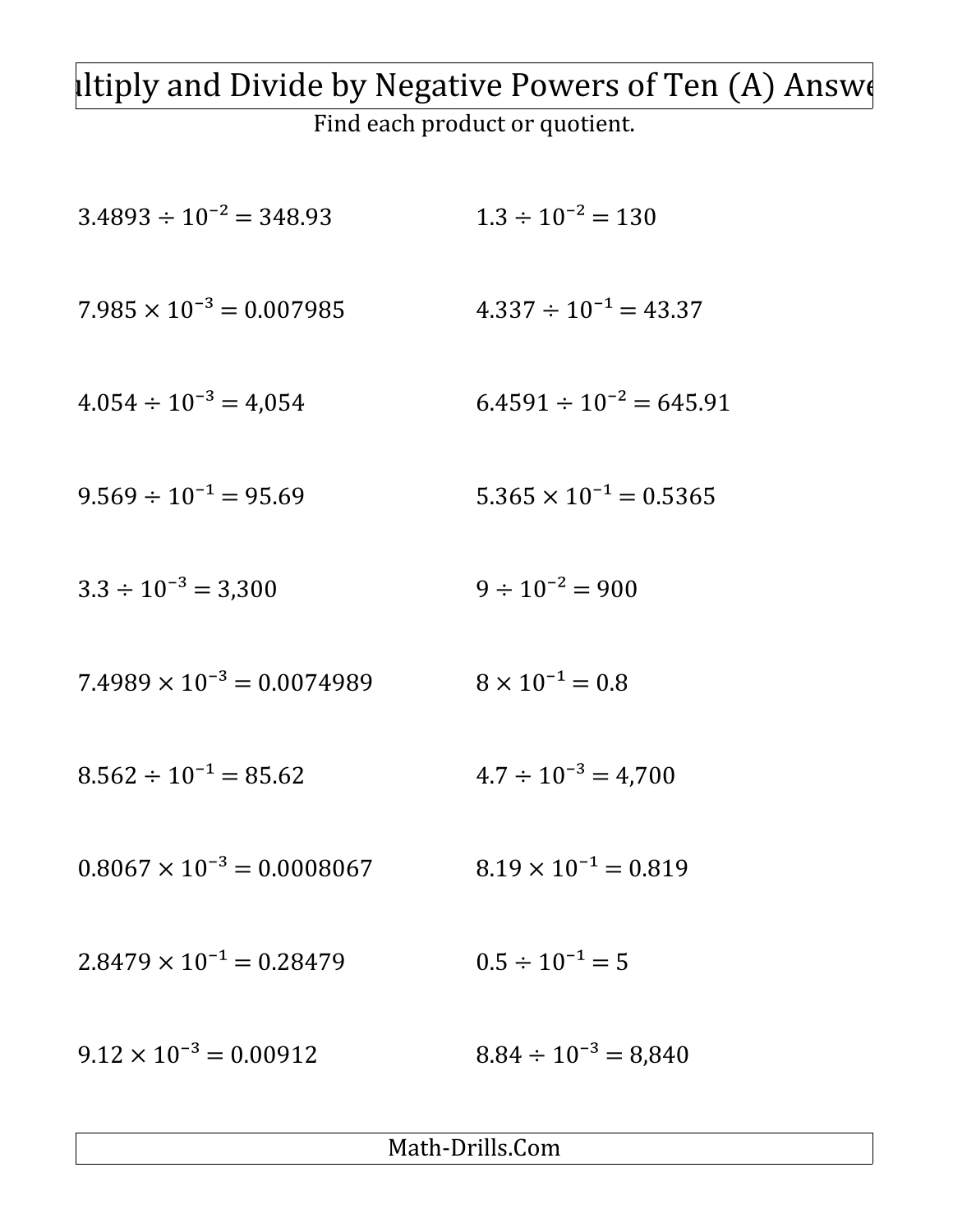# ıltiply and Divide by Negative Powers of Ten (A) Answe

Find each product or quotient.

$3.4893 \div 10^{-2} = 348.93$

$1.3 \div 10^{-2} = 130$

$7.985 \times 10^{-3} = 0.007985$

$4.337 \div 10^{-1} = 43.37$

$4.054 \div 10^{-3} = 4{,}054$

$6.4591 \div 10^{-2} = 645.91$

$9.569 \div 10^{-1} = 95.69$

$5.365 \times 10^{-1} = 0.5365$

$3.3 \div 10^{-3} = 3{,}300$

$9 \div 10^{-2} = 900$

$7.4989 \times 10^{-3} = 0.0074989$

$8 \times 10^{-1} = 0.8$

$8.562 \div 10^{-1} = 85.62$

$4.7 \div 10^{-3} = 4{,}700$

$0.8067 \times 10^{-3} = 0.0008067$

$8.19 \times 10^{-1} = 0.819$

$2.8479 \times 10^{-1} = 0.28479$

$0.5 \div 10^{-1} = 5$

$9.12 \times 10^{-3} = 0.00912$

$8.84 \div 10^{-3} = 8{,}840$

Math-Drills.Com